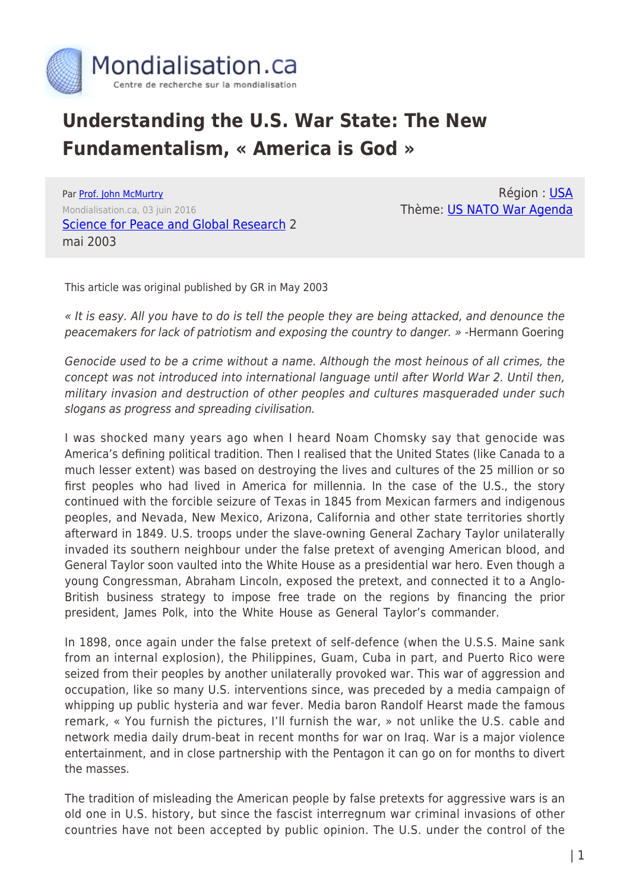# Understanding the U.S. War State: The New Fundamentalism, « America is God »

Par Prof. John McMurtry
Mondialisation.ca, 03 juin 2016
Science for Peace and Global Research 2 mai 2003

Région : USA
Thème: US NATO War Agenda

This article was original published by GR in May 2003

*« It is easy. All you have to do is tell the people they are being attacked, and denounce the peacemakers for lack of patriotism and exposing the country to danger. »* -Hermann Goering

*Genocide used to be a crime without a name. Although the most heinous of all crimes, the concept was not introduced into international language until after World War 2. Until then, military invasion and destruction of other peoples and cultures masqueraded under such slogans as progress and spreading civilisation.*

I was shocked many years ago when I heard Noam Chomsky say that genocide was America's defining political tradition. Then I realised that the United States (like Canada to a much lesser extent) was based on destroying the lives and cultures of the 25 million or so first peoples who had lived in America for millennia. In the case of the U.S., the story continued with the forcible seizure of Texas in 1845 from Mexican farmers and indigenous peoples, and Nevada, New Mexico, Arizona, California and other state territories shortly afterward in 1849. U.S. troops under the slave-owning General Zachary Taylor unilaterally invaded its southern neighbour under the false pretext of avenging American blood, and General Taylor soon vaulted into the White House as a presidential war hero. Even though a young Congressman, Abraham Lincoln, exposed the pretext, and connected it to a Anglo-British business strategy to impose free trade on the regions by financing the prior president, James Polk, into the White House as General Taylor's commander.

In 1898, once again under the false pretext of self-defence (when the U.S.S. Maine sank from an internal explosion), the Philippines, Guam, Cuba in part, and Puerto Rico were seized from their peoples by another unilaterally provoked war. This war of aggression and occupation, like so many U.S. interventions since, was preceded by a media campaign of whipping up public hysteria and war fever. Media baron Randolf Hearst made the famous remark, « You furnish the pictures, I'll furnish the war, » not unlike the U.S. cable and network media daily drum-beat in recent months for war on Iraq. War is a major violence entertainment, and in close partnership with the Pentagon it can go on for months to divert the masses.

The tradition of misleading the American people by false pretexts for aggressive wars is an old one in U.S. history, but since the fascist interregnum war criminal invasions of other countries have not been accepted by public opinion. The U.S. under the control of the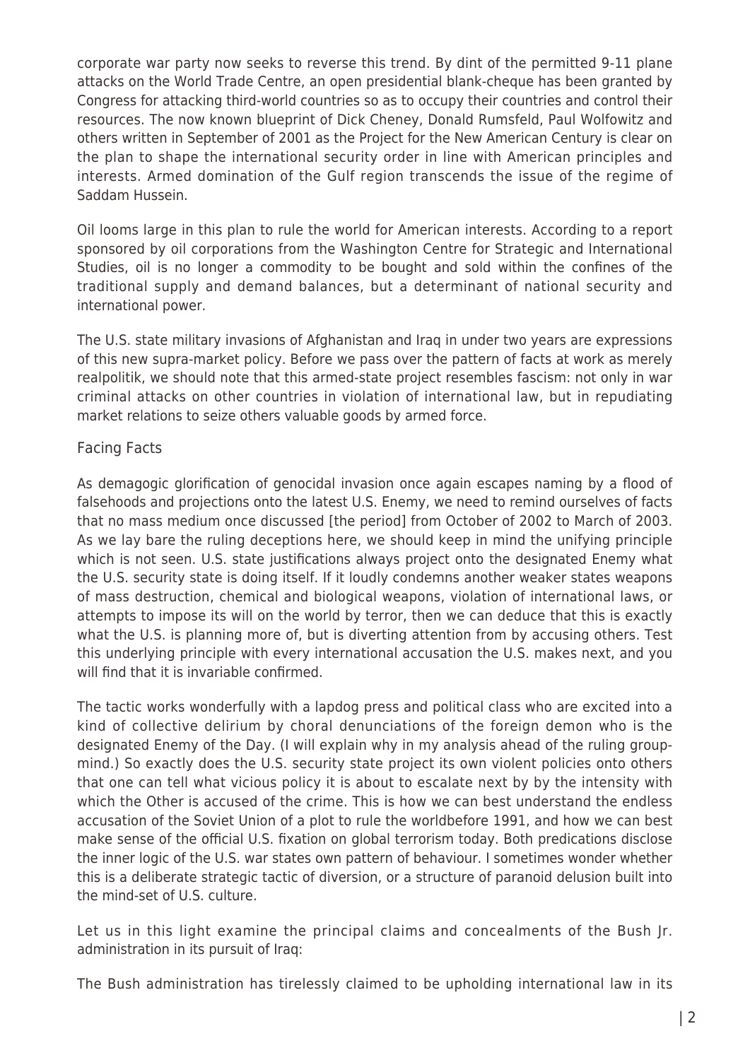corporate war party now seeks to reverse this trend. By dint of the permitted 9-11 plane attacks on the World Trade Centre, an open presidential blank-cheque has been granted by Congress for attacking third-world countries so as to occupy their countries and control their resources. The now known blueprint of Dick Cheney, Donald Rumsfeld, Paul Wolfowitz and others written in September of 2001 as the Project for the New American Century is clear on the plan to shape the international security order in line with American principles and interests. Armed domination of the Gulf region transcends the issue of the regime of Saddam Hussein.

Oil looms large in this plan to rule the world for American interests. According to a report sponsored by oil corporations from the Washington Centre for Strategic and International Studies, oil is no longer a commodity to be bought and sold within the confines of the traditional supply and demand balances, but a determinant of national security and international power.

The U.S. state military invasions of Afghanistan and Iraq in under two years are expressions of this new supra-market policy. Before we pass over the pattern of facts at work as merely realpolitik, we should note that this armed-state project resembles fascism: not only in war criminal attacks on other countries in violation of international law, but in repudiating market relations to seize others valuable goods by armed force.

## Facing Facts

As demagogic glorification of genocidal invasion once again escapes naming by a flood of falsehoods and projections onto the latest U.S. Enemy, we need to remind ourselves of facts that no mass medium once discussed [the period] from October of 2002 to March of 2003. As we lay bare the ruling deceptions here, we should keep in mind the unifying principle which is not seen. U.S. state justifications always project onto the designated Enemy what the U.S. security state is doing itself. If it loudly condemns another weaker states weapons of mass destruction, chemical and biological weapons, violation of international laws, or attempts to impose its will on the world by terror, then we can deduce that this is exactly what the U.S. is planning more of, but is diverting attention from by accusing others. Test this underlying principle with every international accusation the U.S. makes next, and you will find that it is invariable confirmed.

The tactic works wonderfully with a lapdog press and political class who are excited into a kind of collective delirium by choral denunciations of the foreign demon who is the designated Enemy of the Day. (I will explain why in my analysis ahead of the ruling group-mind.) So exactly does the U.S. security state project its own violent policies onto others that one can tell what vicious policy it is about to escalate next by by the intensity with which the Other is accused of the crime. This is how we can best understand the endless accusation of the Soviet Union of a plot to rule the worldbefore 1991, and how we can best make sense of the official U.S. fixation on global terrorism today. Both predications disclose the inner logic of the U.S. war states own pattern of behaviour. I sometimes wonder whether this is a deliberate strategic tactic of diversion, or a structure of paranoid delusion built into the mind-set of U.S. culture.

Let us in this light examine the principal claims and concealments of the Bush Jr. administration in its pursuit of Iraq:

The Bush administration has tirelessly claimed to be upholding international law in its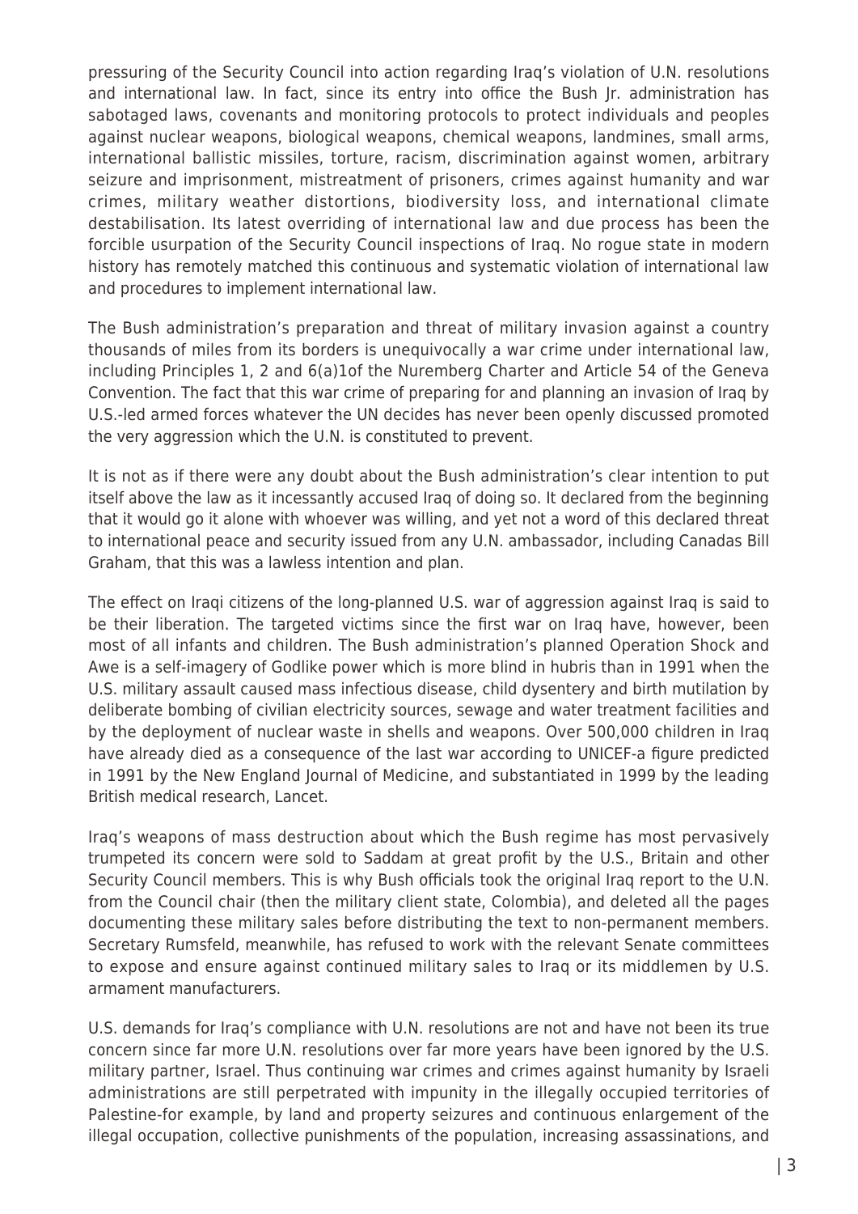pressuring of the Security Council into action regarding Iraq's violation of U.N. resolutions and international law. In fact, since its entry into office the Bush Jr. administration has sabotaged laws, covenants and monitoring protocols to protect individuals and peoples against nuclear weapons, biological weapons, chemical weapons, landmines, small arms, international ballistic missiles, torture, racism, discrimination against women, arbitrary seizure and imprisonment, mistreatment of prisoners, crimes against humanity and war crimes, military weather distortions, biodiversity loss, and international climate destabilisation. Its latest overriding of international law and due process has been the forcible usurpation of the Security Council inspections of Iraq. No rogue state in modern history has remotely matched this continuous and systematic violation of international law and procedures to implement international law.

The Bush administration's preparation and threat of military invasion against a country thousands of miles from its borders is unequivocally a war crime under international law, including Principles 1, 2 and 6(a)1of the Nuremberg Charter and Article 54 of the Geneva Convention. The fact that this war crime of preparing for and planning an invasion of Iraq by U.S.-led armed forces whatever the UN decides has never been openly discussed promoted the very aggression which the U.N. is constituted to prevent.

It is not as if there were any doubt about the Bush administration's clear intention to put itself above the law as it incessantly accused Iraq of doing so. It declared from the beginning that it would go it alone with whoever was willing, and yet not a word of this declared threat to international peace and security issued from any U.N. ambassador, including Canadas Bill Graham, that this was a lawless intention and plan.

The effect on Iraqi citizens of the long-planned U.S. war of aggression against Iraq is said to be their liberation. The targeted victims since the first war on Iraq have, however, been most of all infants and children. The Bush administration's planned Operation Shock and Awe is a self-imagery of Godlike power which is more blind in hubris than in 1991 when the U.S. military assault caused mass infectious disease, child dysentery and birth mutilation by deliberate bombing of civilian electricity sources, sewage and water treatment facilities and by the deployment of nuclear waste in shells and weapons. Over 500,000 children in Iraq have already died as a consequence of the last war according to UNICEF-a figure predicted in 1991 by the New England Journal of Medicine, and substantiated in 1999 by the leading British medical research, Lancet.

Iraq's weapons of mass destruction about which the Bush regime has most pervasively trumpeted its concern were sold to Saddam at great profit by the U.S., Britain and other Security Council members. This is why Bush officials took the original Iraq report to the U.N. from the Council chair (then the military client state, Colombia), and deleted all the pages documenting these military sales before distributing the text to non-permanent members. Secretary Rumsfeld, meanwhile, has refused to work with the relevant Senate committees to expose and ensure against continued military sales to Iraq or its middlemen by U.S. armament manufacturers.

U.S. demands for Iraq's compliance with U.N. resolutions are not and have not been its true concern since far more U.N. resolutions over far more years have been ignored by the U.S. military partner, Israel. Thus continuing war crimes and crimes against humanity by Israeli administrations are still perpetrated with impunity in the illegally occupied territories of Palestine-for example, by land and property seizures and continuous enlargement of the illegal occupation, collective punishments of the population, increasing assassinations, and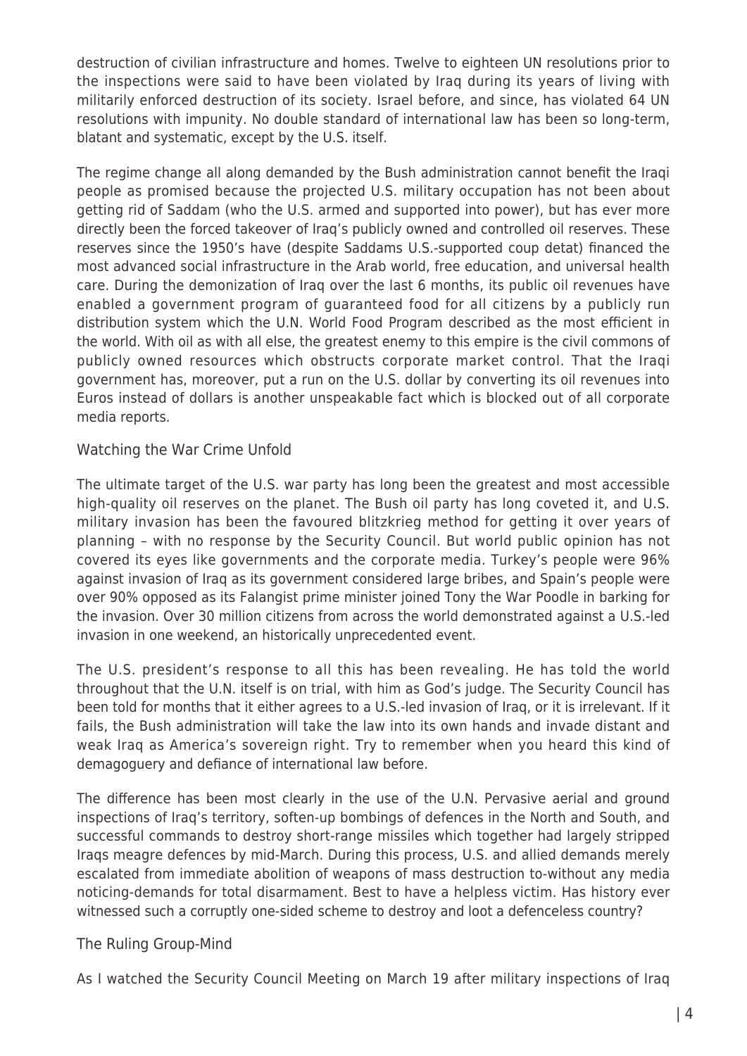destruction of civilian infrastructure and homes. Twelve to eighteen UN resolutions prior to the inspections were said to have been violated by Iraq during its years of living with militarily enforced destruction of its society. Israel before, and since, has violated 64 UN resolutions with impunity. No double standard of international law has been so long-term, blatant and systematic, except by the U.S. itself.

The regime change all along demanded by the Bush administration cannot benefit the Iraqi people as promised because the projected U.S. military occupation has not been about getting rid of Saddam (who the U.S. armed and supported into power), but has ever more directly been the forced takeover of Iraq's publicly owned and controlled oil reserves. These reserves since the 1950's have (despite Saddams U.S.-supported coup detat) financed the most advanced social infrastructure in the Arab world, free education, and universal health care. During the demonization of Iraq over the last 6 months, its public oil revenues have enabled a government program of guaranteed food for all citizens by a publicly run distribution system which the U.N. World Food Program described as the most efficient in the world. With oil as with all else, the greatest enemy to this empire is the civil commons of publicly owned resources which obstructs corporate market control. That the Iraqi government has, moreover, put a run on the U.S. dollar by converting its oil revenues into Euros instead of dollars is another unspeakable fact which is blocked out of all corporate media reports.

## Watching the War Crime Unfold

The ultimate target of the U.S. war party has long been the greatest and most accessible high-quality oil reserves on the planet. The Bush oil party has long coveted it, and U.S. military invasion has been the favoured blitzkrieg method for getting it over years of planning – with no response by the Security Council. But world public opinion has not covered its eyes like governments and the corporate media. Turkey's people were 96% against invasion of Iraq as its government considered large bribes, and Spain's people were over 90% opposed as its Falangist prime minister joined Tony the War Poodle in barking for the invasion. Over 30 million citizens from across the world demonstrated against a U.S.-led invasion in one weekend, an historically unprecedented event.

The U.S. president's response to all this has been revealing. He has told the world throughout that the U.N. itself is on trial, with him as God's judge. The Security Council has been told for months that it either agrees to a U.S.-led invasion of Iraq, or it is irrelevant. If it fails, the Bush administration will take the law into its own hands and invade distant and weak Iraq as America's sovereign right. Try to remember when you heard this kind of demagoguery and defiance of international law before.

The difference has been most clearly in the use of the U.N. Pervasive aerial and ground inspections of Iraq's territory, soften-up bombings of defences in the North and South, and successful commands to destroy short-range missiles which together had largely stripped Iraqs meagre defences by mid-March. During this process, U.S. and allied demands merely escalated from immediate abolition of weapons of mass destruction to-without any media noticing-demands for total disarmament. Best to have a helpless victim. Has history ever witnessed such a corruptly one-sided scheme to destroy and loot a defenceless country?

## The Ruling Group-Mind

As I watched the Security Council Meeting on March 19 after military inspections of Iraq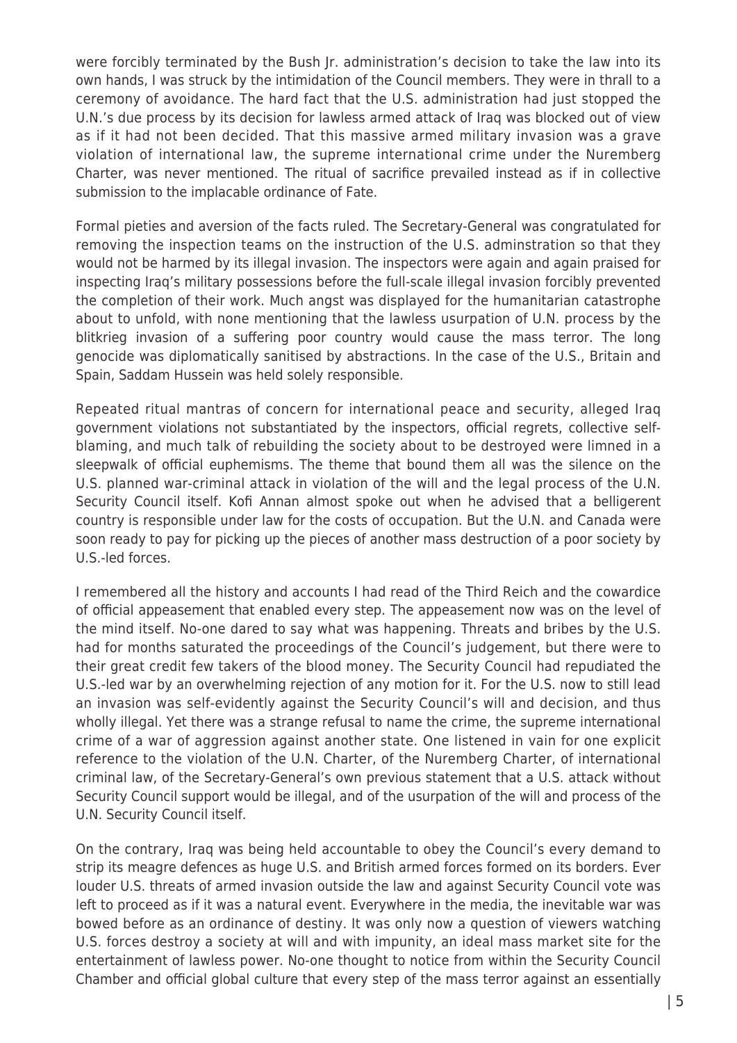were forcibly terminated by the Bush Jr. administration's decision to take the law into its own hands, I was struck by the intimidation of the Council members. They were in thrall to a ceremony of avoidance. The hard fact that the U.S. administration had just stopped the U.N.'s due process by its decision for lawless armed attack of Iraq was blocked out of view as if it had not been decided. That this massive armed military invasion was a grave violation of international law, the supreme international crime under the Nuremberg Charter, was never mentioned. The ritual of sacrifice prevailed instead as if in collective submission to the implacable ordinance of Fate.

Formal pieties and aversion of the facts ruled. The Secretary-General was congratulated for removing the inspection teams on the instruction of the U.S. adminstration so that they would not be harmed by its illegal invasion. The inspectors were again and again praised for inspecting Iraq's military possessions before the full-scale illegal invasion forcibly prevented the completion of their work. Much angst was displayed for the humanitarian catastrophe about to unfold, with none mentioning that the lawless usurpation of U.N. process by the blitkrieg invasion of a suffering poor country would cause the mass terror. The long genocide was diplomatically sanitised by abstractions. In the case of the U.S., Britain and Spain, Saddam Hussein was held solely responsible.

Repeated ritual mantras of concern for international peace and security, alleged Iraq government violations not substantiated by the inspectors, official regrets, collective self-blaming, and much talk of rebuilding the society about to be destroyed were limned in a sleepwalk of official euphemisms. The theme that bound them all was the silence on the U.S. planned war-criminal attack in violation of the will and the legal process of the U.N. Security Council itself. Kofi Annan almost spoke out when he advised that a belligerent country is responsible under law for the costs of occupation. But the U.N. and Canada were soon ready to pay for picking up the pieces of another mass destruction of a poor society by U.S.-led forces.

I remembered all the history and accounts I had read of the Third Reich and the cowardice of official appeasement that enabled every step. The appeasement now was on the level of the mind itself. No-one dared to say what was happening. Threats and bribes by the U.S. had for months saturated the proceedings of the Council's judgement, but there were to their great credit few takers of the blood money. The Security Council had repudiated the U.S.-led war by an overwhelming rejection of any motion for it. For the U.S. now to still lead an invasion was self-evidently against the Security Council's will and decision, and thus wholly illegal. Yet there was a strange refusal to name the crime, the supreme international crime of a war of aggression against another state. One listened in vain for one explicit reference to the violation of the U.N. Charter, of the Nuremberg Charter, of international criminal law, of the Secretary-General's own previous statement that a U.S. attack without Security Council support would be illegal, and of the usurpation of the will and process of the U.N. Security Council itself.

On the contrary, Iraq was being held accountable to obey the Council's every demand to strip its meagre defences as huge U.S. and British armed forces formed on its borders. Ever louder U.S. threats of armed invasion outside the law and against Security Council vote was left to proceed as if it was a natural event. Everywhere in the media, the inevitable war was bowed before as an ordinance of destiny. It was only now a question of viewers watching U.S. forces destroy a society at will and with impunity, an ideal mass market site for the entertainment of lawless power. No-one thought to notice from within the Security Council Chamber and official global culture that every step of the mass terror against an essentially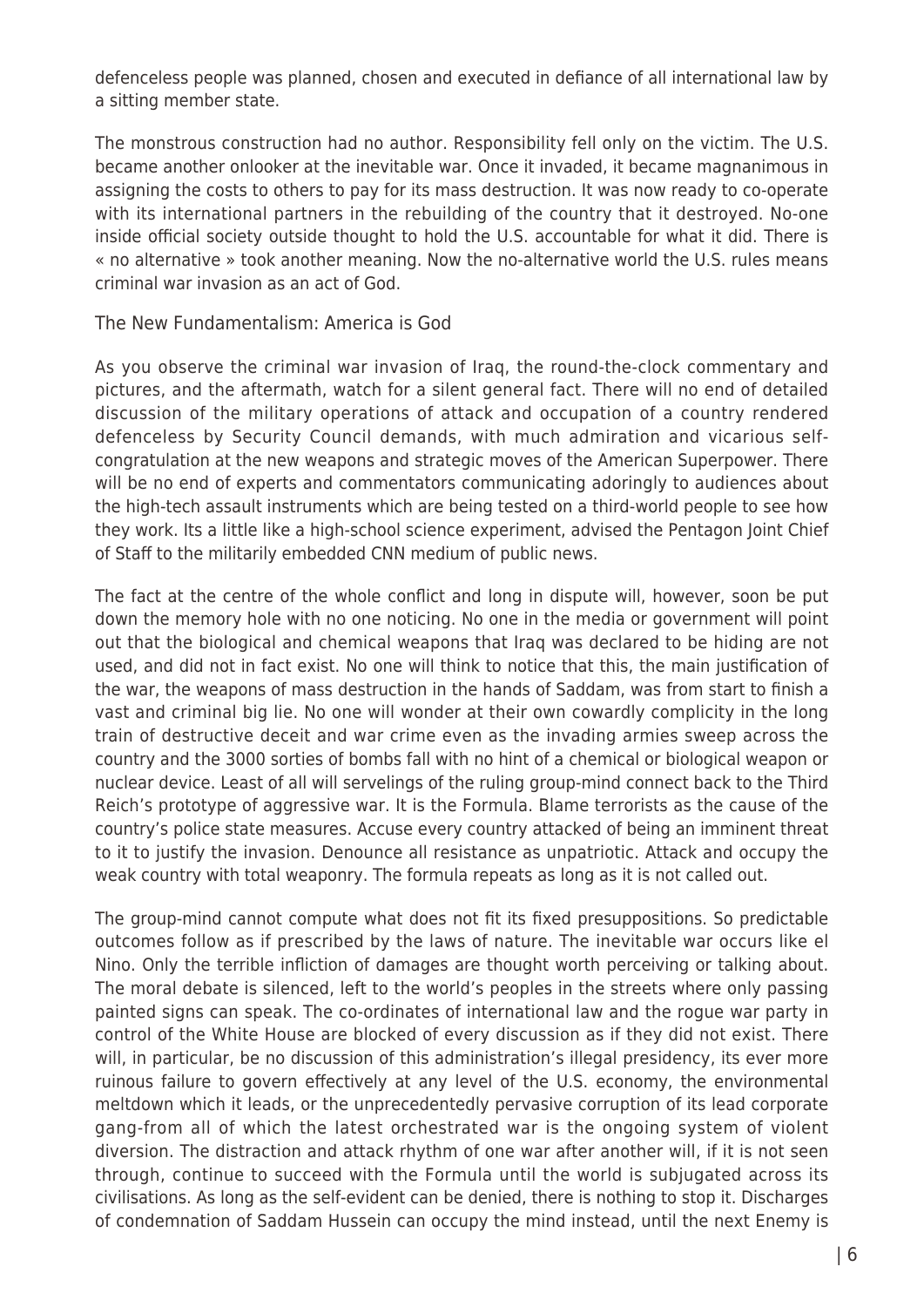defenceless people was planned, chosen and executed in defiance of all international law by a sitting member state.

The monstrous construction had no author. Responsibility fell only on the victim. The U.S. became another onlooker at the inevitable war. Once it invaded, it became magnanimous in assigning the costs to others to pay for its mass destruction. It was now ready to co-operate with its international partners in the rebuilding of the country that it destroyed. No-one inside official society outside thought to hold the U.S. accountable for what it did. There is « no alternative » took another meaning. Now the no-alternative world the U.S. rules means criminal war invasion as an act of God.

## The New Fundamentalism: America is God

As you observe the criminal war invasion of Iraq, the round-the-clock commentary and pictures, and the aftermath, watch for a silent general fact. There will no end of detailed discussion of the military operations of attack and occupation of a country rendered defenceless by Security Council demands, with much admiration and vicarious self-congratulation at the new weapons and strategic moves of the American Superpower. There will be no end of experts and commentators communicating adoringly to audiences about the high-tech assault instruments which are being tested on a third-world people to see how they work. Its a little like a high-school science experiment, advised the Pentagon Joint Chief of Staff to the militarily embedded CNN medium of public news.

The fact at the centre of the whole conflict and long in dispute will, however, soon be put down the memory hole with no one noticing. No one in the media or government will point out that the biological and chemical weapons that Iraq was declared to be hiding are not used, and did not in fact exist. No one will think to notice that this, the main justification of the war, the weapons of mass destruction in the hands of Saddam, was from start to finish a vast and criminal big lie. No one will wonder at their own cowardly complicity in the long train of destructive deceit and war crime even as the invading armies sweep across the country and the 3000 sorties of bombs fall with no hint of a chemical or biological weapon or nuclear device. Least of all will servelings of the ruling group-mind connect back to the Third Reich's prototype of aggressive war. It is the Formula. Blame terrorists as the cause of the country's police state measures. Accuse every country attacked of being an imminent threat to it to justify the invasion. Denounce all resistance as unpatriotic. Attack and occupy the weak country with total weaponry. The formula repeats as long as it is not called out.

The group-mind cannot compute what does not fit its fixed presuppositions. So predictable outcomes follow as if prescribed by the laws of nature. The inevitable war occurs like el Nino. Only the terrible infliction of damages are thought worth perceiving or talking about. The moral debate is silenced, left to the world's peoples in the streets where only passing painted signs can speak. The co-ordinates of international law and the rogue war party in control of the White House are blocked of every discussion as if they did not exist. There will, in particular, be no discussion of this administration's illegal presidency, its ever more ruinous failure to govern effectively at any level of the U.S. economy, the environmental meltdown which it leads, or the unprecedentedly pervasive corruption of its lead corporate gang-from all of which the latest orchestrated war is the ongoing system of violent diversion. The distraction and attack rhythm of one war after another will, if it is not seen through, continue to succeed with the Formula until the world is subjugated across its civilisations. As long as the self-evident can be denied, there is nothing to stop it. Discharges of condemnation of Saddam Hussein can occupy the mind instead, until the next Enemy is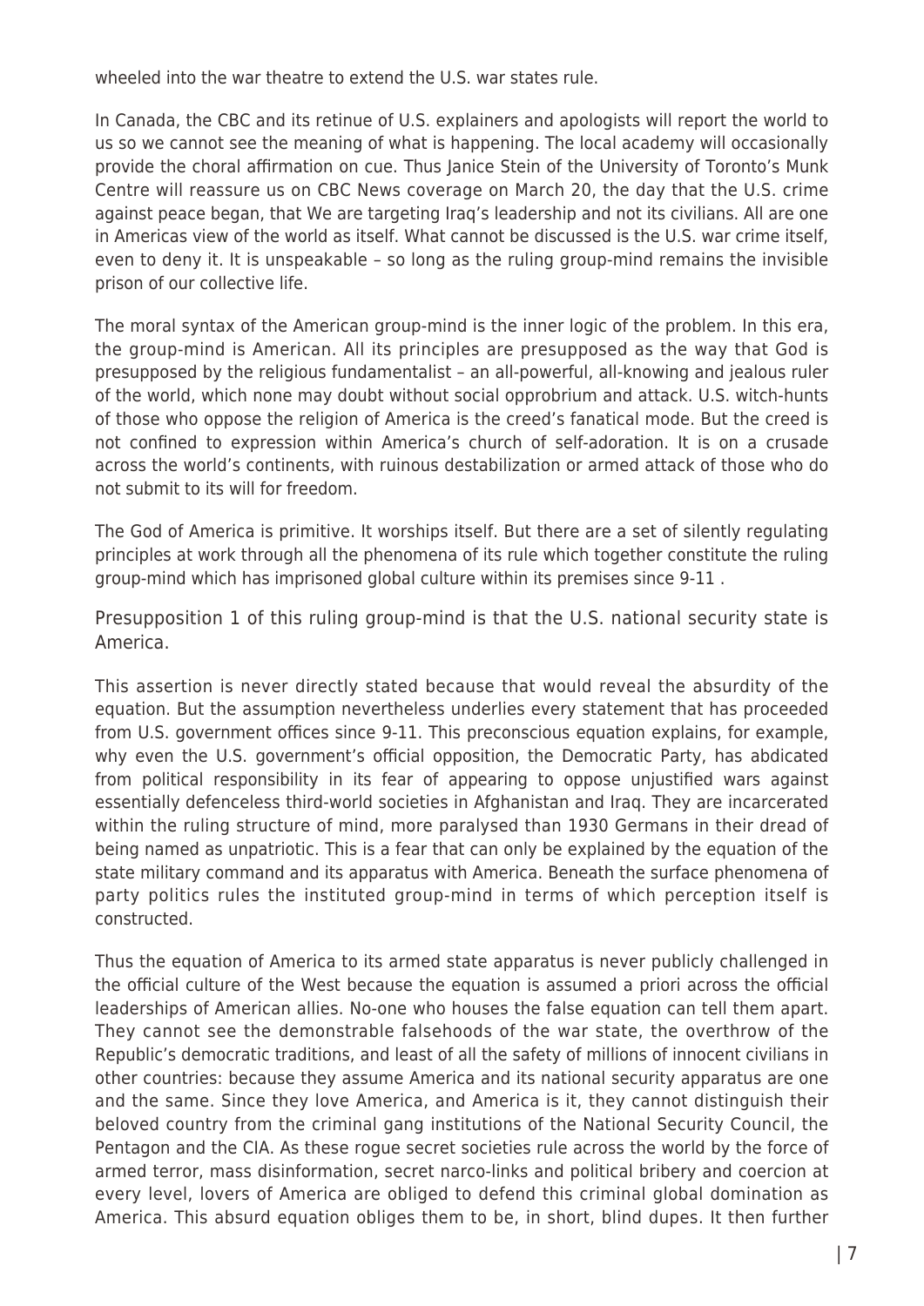wheeled into the war theatre to extend the U.S. war states rule.

In Canada, the CBC and its retinue of U.S. explainers and apologists will report the world to us so we cannot see the meaning of what is happening. The local academy will occasionally provide the choral affirmation on cue. Thus Janice Stein of the University of Toronto's Munk Centre will reassure us on CBC News coverage on March 20, the day that the U.S. crime against peace began, that We are targeting Iraq's leadership and not its civilians. All are one in Americas view of the world as itself. What cannot be discussed is the U.S. war crime itself, even to deny it. It is unspeakable – so long as the ruling group-mind remains the invisible prison of our collective life.

The moral syntax of the American group-mind is the inner logic of the problem. In this era, the group-mind is American. All its principles are presupposed as the way that God is presupposed by the religious fundamentalist – an all-powerful, all-knowing and jealous ruler of the world, which none may doubt without social opprobrium and attack. U.S. witch-hunts of those who oppose the religion of America is the creed's fanatical mode. But the creed is not confined to expression within America's church of self-adoration. It is on a crusade across the world's continents, with ruinous destabilization or armed attack of those who do not submit to its will for freedom.

The God of America is primitive. It worships itself. But there are a set of silently regulating principles at work through all the phenomena of its rule which together constitute the ruling group-mind which has imprisoned global culture within its premises since 9-11 .

Presupposition 1 of this ruling group-mind is that the U.S. national security state is America.

This assertion is never directly stated because that would reveal the absurdity of the equation. But the assumption nevertheless underlies every statement that has proceeded from U.S. government offices since 9-11. This preconscious equation explains, for example, why even the U.S. government's official opposition, the Democratic Party, has abdicated from political responsibility in its fear of appearing to oppose unjustified wars against essentially defenceless third-world societies in Afghanistan and Iraq. They are incarcerated within the ruling structure of mind, more paralysed than 1930 Germans in their dread of being named as unpatriotic. This is a fear that can only be explained by the equation of the state military command and its apparatus with America. Beneath the surface phenomena of party politics rules the instituted group-mind in terms of which perception itself is constructed.

Thus the equation of America to its armed state apparatus is never publicly challenged in the official culture of the West because the equation is assumed a priori across the official leaderships of American allies. No-one who houses the false equation can tell them apart. They cannot see the demonstrable falsehoods of the war state, the overthrow of the Republic's democratic traditions, and least of all the safety of millions of innocent civilians in other countries: because they assume America and its national security apparatus are one and the same. Since they love America, and America is it, they cannot distinguish their beloved country from the criminal gang institutions of the National Security Council, the Pentagon and the CIA. As these rogue secret societies rule across the world by the force of armed terror, mass disinformation, secret narco-links and political bribery and coercion at every level, lovers of America are obliged to defend this criminal global domination as America. This absurd equation obliges them to be, in short, blind dupes. It then further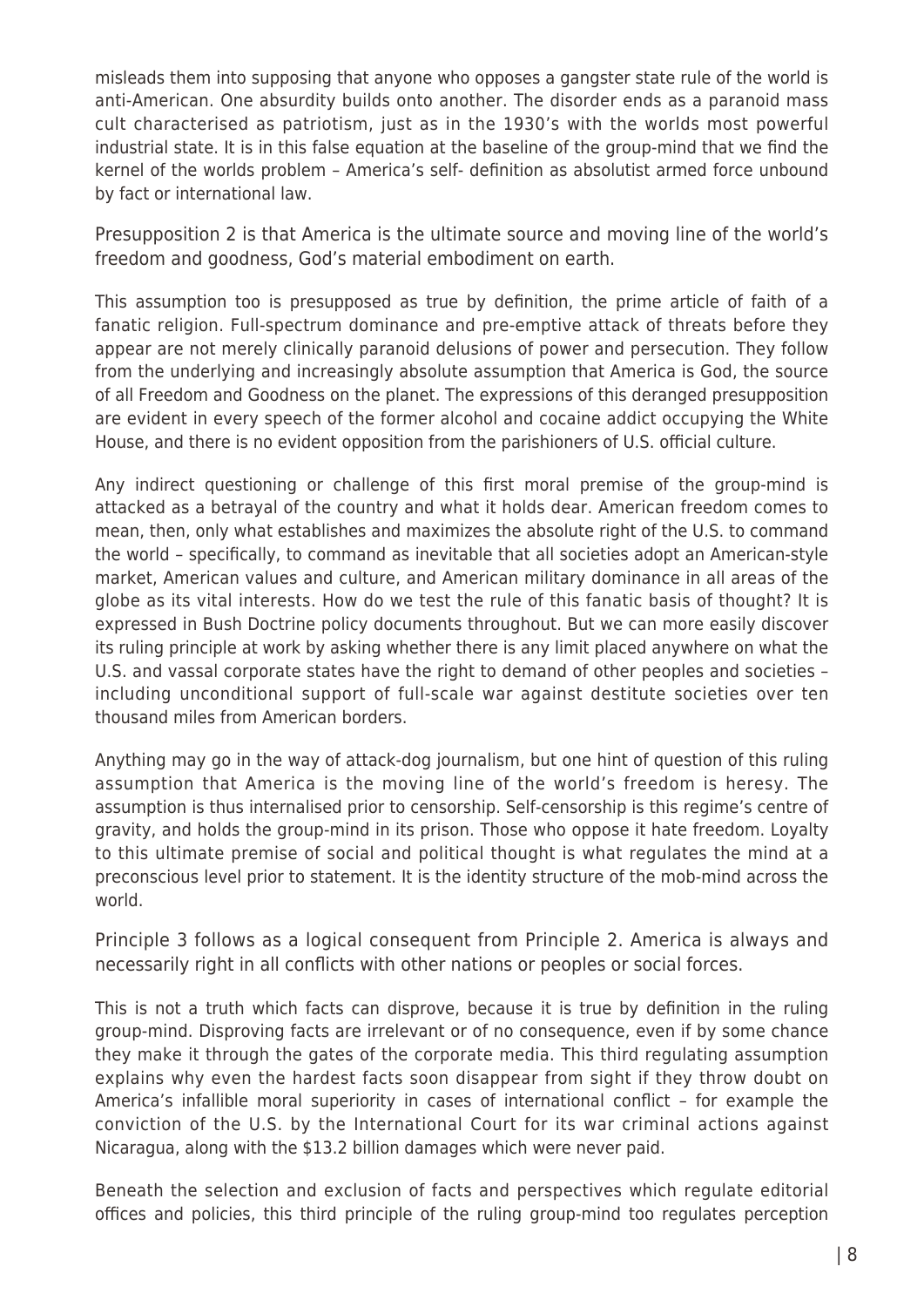misleads them into supposing that anyone who opposes a gangster state rule of the world is anti-American. One absurdity builds onto another. The disorder ends as a paranoid mass cult characterised as patriotism, just as in the 1930's with the worlds most powerful industrial state. It is in this false equation at the baseline of the group-mind that we find the kernel of the worlds problem – America's self- definition as absolutist armed force unbound by fact or international law.

Presupposition 2 is that America is the ultimate source and moving line of the world's freedom and goodness, God's material embodiment on earth.

This assumption too is presupposed as true by definition, the prime article of faith of a fanatic religion. Full-spectrum dominance and pre-emptive attack of threats before they appear are not merely clinically paranoid delusions of power and persecution. They follow from the underlying and increasingly absolute assumption that America is God, the source of all Freedom and Goodness on the planet. The expressions of this deranged presupposition are evident in every speech of the former alcohol and cocaine addict occupying the White House, and there is no evident opposition from the parishioners of U.S. official culture.

Any indirect questioning or challenge of this first moral premise of the group-mind is attacked as a betrayal of the country and what it holds dear. American freedom comes to mean, then, only what establishes and maximizes the absolute right of the U.S. to command the world – specifically, to command as inevitable that all societies adopt an American-style market, American values and culture, and American military dominance in all areas of the globe as its vital interests. How do we test the rule of this fanatic basis of thought? It is expressed in Bush Doctrine policy documents throughout. But we can more easily discover its ruling principle at work by asking whether there is any limit placed anywhere on what the U.S. and vassal corporate states have the right to demand of other peoples and societies – including unconditional support of full-scale war against destitute societies over ten thousand miles from American borders.

Anything may go in the way of attack-dog journalism, but one hint of question of this ruling assumption that America is the moving line of the world's freedom is heresy. The assumption is thus internalised prior to censorship. Self-censorship is this regime's centre of gravity, and holds the group-mind in its prison. Those who oppose it hate freedom. Loyalty to this ultimate premise of social and political thought is what regulates the mind at a preconscious level prior to statement. It is the identity structure of the mob-mind across the world.

Principle 3 follows as a logical consequent from Principle 2. America is always and necessarily right in all conflicts with other nations or peoples or social forces.

This is not a truth which facts can disprove, because it is true by definition in the ruling group-mind. Disproving facts are irrelevant or of no consequence, even if by some chance they make it through the gates of the corporate media. This third regulating assumption explains why even the hardest facts soon disappear from sight if they throw doubt on America's infallible moral superiority in cases of international conflict – for example the conviction of the U.S. by the International Court for its war criminal actions against Nicaragua, along with the $13.2 billion damages which were never paid.

Beneath the selection and exclusion of facts and perspectives which regulate editorial offices and policies, this third principle of the ruling group-mind too regulates perception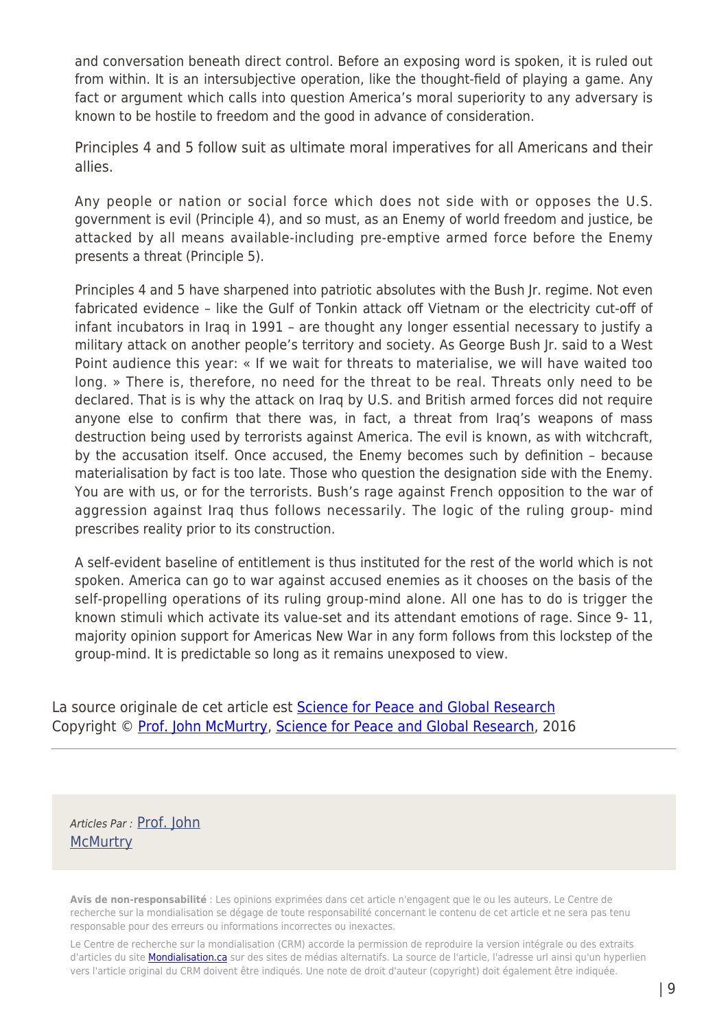and conversation beneath direct control. Before an exposing word is spoken, it is ruled out from within. It is an intersubjective operation, like the thought-field of playing a game. Any fact or argument which calls into question America's moral superiority to any adversary is known to be hostile to freedom and the good in advance of consideration.

Principles 4 and 5 follow suit as ultimate moral imperatives for all Americans and their allies.

Any people or nation or social force which does not side with or opposes the U.S. government is evil (Principle 4), and so must, as an Enemy of world freedom and justice, be attacked by all means available-including pre-emptive armed force before the Enemy presents a threat (Principle 5).

Principles 4 and 5 have sharpened into patriotic absolutes with the Bush Jr. regime. Not even fabricated evidence – like the Gulf of Tonkin attack off Vietnam or the electricity cut-off of infant incubators in Iraq in 1991 – are thought any longer essential necessary to justify a military attack on another people's territory and society. As George Bush Jr. said to a West Point audience this year: « If we wait for threats to materialise, we will have waited too long. » There is, therefore, no need for the threat to be real. Threats only need to be declared. That is is why the attack on Iraq by U.S. and British armed forces did not require anyone else to confirm that there was, in fact, a threat from Iraq's weapons of mass destruction being used by terrorists against America. The evil is known, as with witchcraft, by the accusation itself. Once accused, the Enemy becomes such by definition – because materialisation by fact is too late. Those who question the designation side with the Enemy. You are with us, or for the terrorists. Bush's rage against French opposition to the war of aggression against Iraq thus follows necessarily. The logic of the ruling group- mind prescribes reality prior to its construction.

A self-evident baseline of entitlement is thus instituted for the rest of the world which is not spoken. America can go to war against accused enemies as it chooses on the basis of the self-propelling operations of its ruling group-mind alone. All one has to do is trigger the known stimuli which activate its value-set and its attendant emotions of rage. Since 9- 11, majority opinion support for Americas New War in any form follows from this lockstep of the group-mind. It is predictable so long as it remains unexposed to view.

La source originale de cet article est [Science for Peace and Global Research](#)
Copyright © [Prof. John McMurtry](#), [Science for Peace and Global Research](#), 2016

---

*Articles Par :* [Prof. John McMurtry](#)

**Avis de non-responsabilité** : Les opinions exprimées dans cet article n'engagent que le ou les auteurs. Le Centre de recherche sur la mondialisation se dégage de toute responsabilité concernant le contenu de cet article et ne sera pas tenu responsable pour des erreurs ou informations incorrectes ou inexactes.

Le Centre de recherche sur la mondialisation (CRM) accorde la permission de reproduire la version intégrale ou des extraits d'articles du site [Mondialisation.ca](#) sur des sites de médias alternatifs. La source de l'article, l'adresse url ainsi qu'un hyperlien vers l'article original du CRM doivent être indiqués. Une note de droit d'auteur (copyright) doit également être indiquée.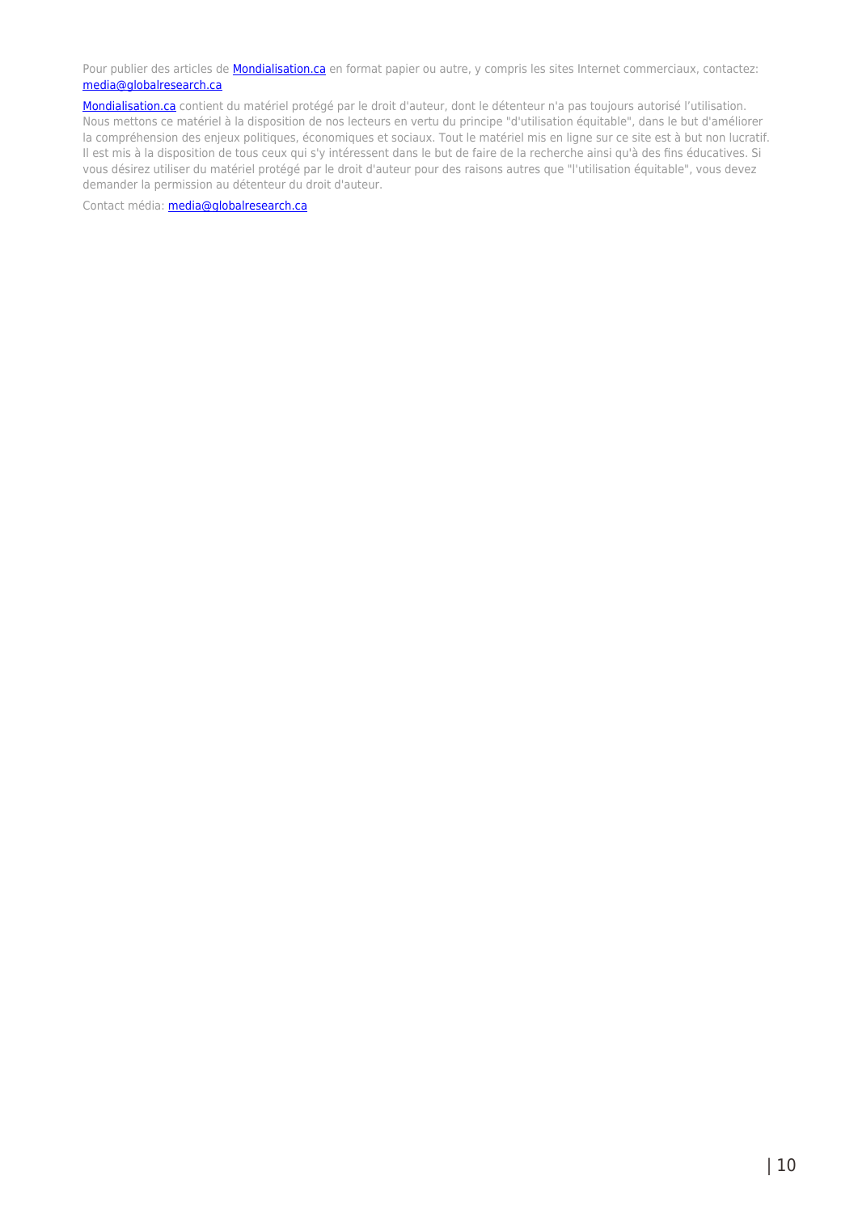Pour publier des articles de [Mondialisation.ca](Mondialisation.ca) en format papier ou autre, y compris les sites Internet commerciaux, contactez: [media@globalresearch.ca](mailto:media@globalresearch.ca)

[Mondialisation.ca](Mondialisation.ca) contient du matériel protégé par le droit d'auteur, dont le détenteur n'a pas toujours autorisé l'utilisation. Nous mettons ce matériel à la disposition de nos lecteurs en vertu du principe "d'utilisation équitable", dans le but d'améliorer la compréhension des enjeux politiques, économiques et sociaux. Tout le matériel mis en ligne sur ce site est à but non lucratif. Il est mis à la disposition de tous ceux qui s'y intéressent dans le but de faire de la recherche ainsi qu'à des fins éducatives. Si vous désirez utiliser du matériel protégé par le droit d'auteur pour des raisons autres que "l'utilisation équitable", vous devez demander la permission au détenteur du droit d'auteur.

Contact média: [media@globalresearch.ca](mailto:media@globalresearch.ca)